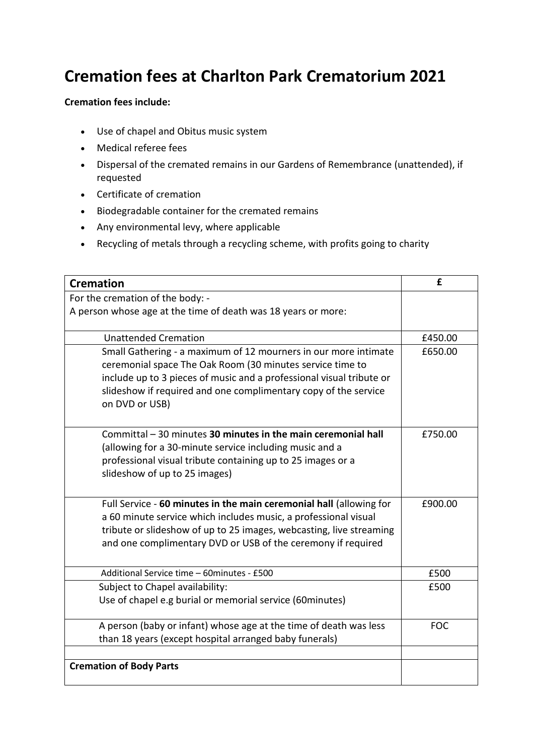# Cremation fees at Charlton Park Crematorium 2021

**Cremation fees include:**

- Use of chapel and Obitus music system
- Medical referee fees
- Dispersal of the cremated remains in our Gardens of Remembrance (unattended), if requested
- Certificate of cremation
- Biodegradable container for the cremated remains
- Any environmental levy, where applicable
- Recycling of metals through a recycling scheme, with profits going to charity

| **Cremation** | **£** |
|---|---|
| For the cremation of the body: -<br>A person whose age at the time of death was 18 years or more: | |
| Unattended Cremation | £450.00 |
| Small Gathering - a maximum of 12 mourners in our more intimate ceremonial space The Oak Room (30 minutes service time to include up to 3 pieces of music and a professional visual tribute or slideshow if required and one complimentary copy of the service on DVD or USB) | £650.00 |
| Committal – 30 minutes **30 minutes in the main ceremonial hall** (allowing for a 30-minute service including music and a professional visual tribute containing up to 25 images or a slideshow of up to 25 images) | £750.00 |
| Full Service - **60 minutes in the main ceremonial hall** (allowing for a 60 minute service which includes music, a professional visual tribute or slideshow of up to 25 images, webcasting, live streaming and one complimentary DVD or USB of the ceremony if required | £900.00 |
| Additional Service time – 60minutes - £500 | £500 |
| Subject to Chapel availability:<br>Use of chapel e.g burial or memorial service (60minutes) | £500 |
| A person (baby or infant) whose age at the time of death was less than 18 years (except hospital arranged baby funerals) | FOC |
| | |
| **Cremation of Body Parts** | |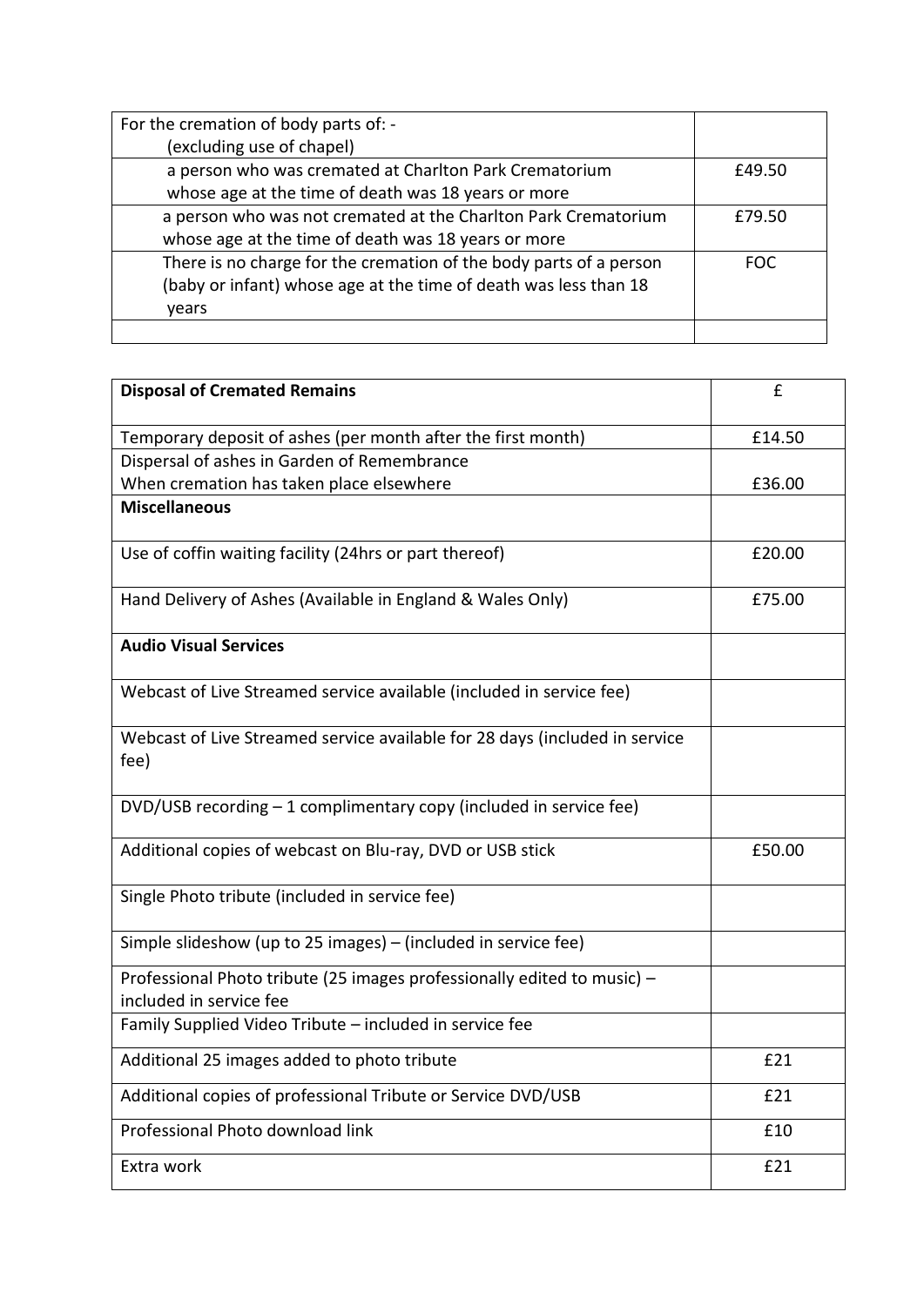| For the cremation of body parts of: -<br>(excluding use of chapel) | |
|---|---|
| a person who was cremated at Charlton Park Crematorium whose age at the time of death was 18 years or more | £49.50 |
| a person who was not cremated at the Charlton Park Crematorium whose age at the time of death was 18 years or more | £79.50 |
| There is no charge for the cremation of the body parts of a person (baby or infant) whose age at the time of death was less than 18 years | FOC |
| | |

| **Disposal of Cremated Remains** | £ |
|---|---|
| Temporary deposit of ashes (per month after the first month) | £14.50 |
| Dispersal of ashes in Garden of Remembrance<br>When cremation has taken place elsewhere | £36.00 |
| **Miscellaneous** | |
| Use of coffin waiting facility (24hrs or part thereof) | £20.00 |
| Hand Delivery of Ashes (Available in England & Wales Only) | £75.00 |
| **Audio Visual Services** | |
| Webcast of Live Streamed service available (included in service fee) | |
| Webcast of Live Streamed service available for 28 days (included in service fee) | |
| DVD/USB recording – 1 complimentary copy (included in service fee) | |
| Additional copies of webcast on Blu-ray, DVD or USB stick | £50.00 |
| Single Photo tribute (included in service fee) | |
| Simple slideshow (up to 25 images) – (included in service fee) | |
| Professional Photo tribute (25 images professionally edited to music) – included in service fee | |
| Family Supplied Video Tribute – included in service fee | |
| Additional 25 images added to photo tribute | £21 |
| Additional copies of professional Tribute or Service DVD/USB | £21 |
| Professional Photo download link | £10 |
| Extra work | £21 |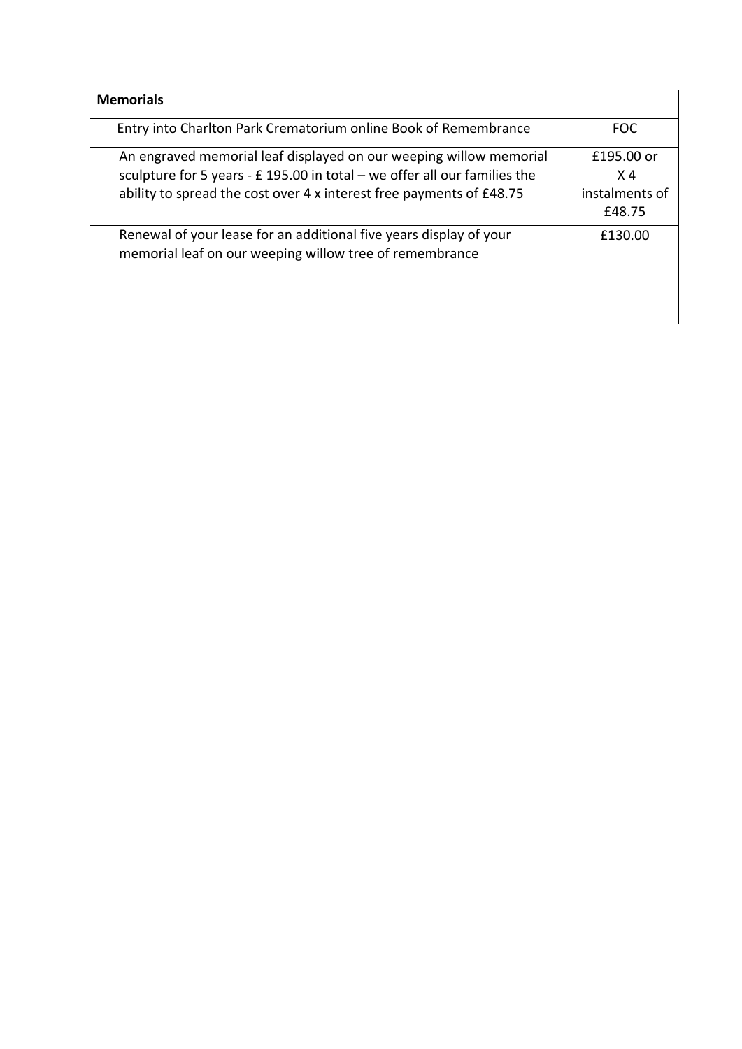| **Memorials** | |
|---|---|
| Entry into Charlton Park Crematorium online Book of Remembrance | FOC |
| An engraved memorial leaf displayed on our weeping willow memorial sculpture for 5 years - £ 195.00 in total – we offer all our families the ability to spread the cost over 4 x interest free payments of £48.75 | £195.00 or X 4 instalments of £48.75 |
| Renewal of your lease for an additional five years display of your memorial leaf on our weeping willow tree of remembrance | £130.00 |